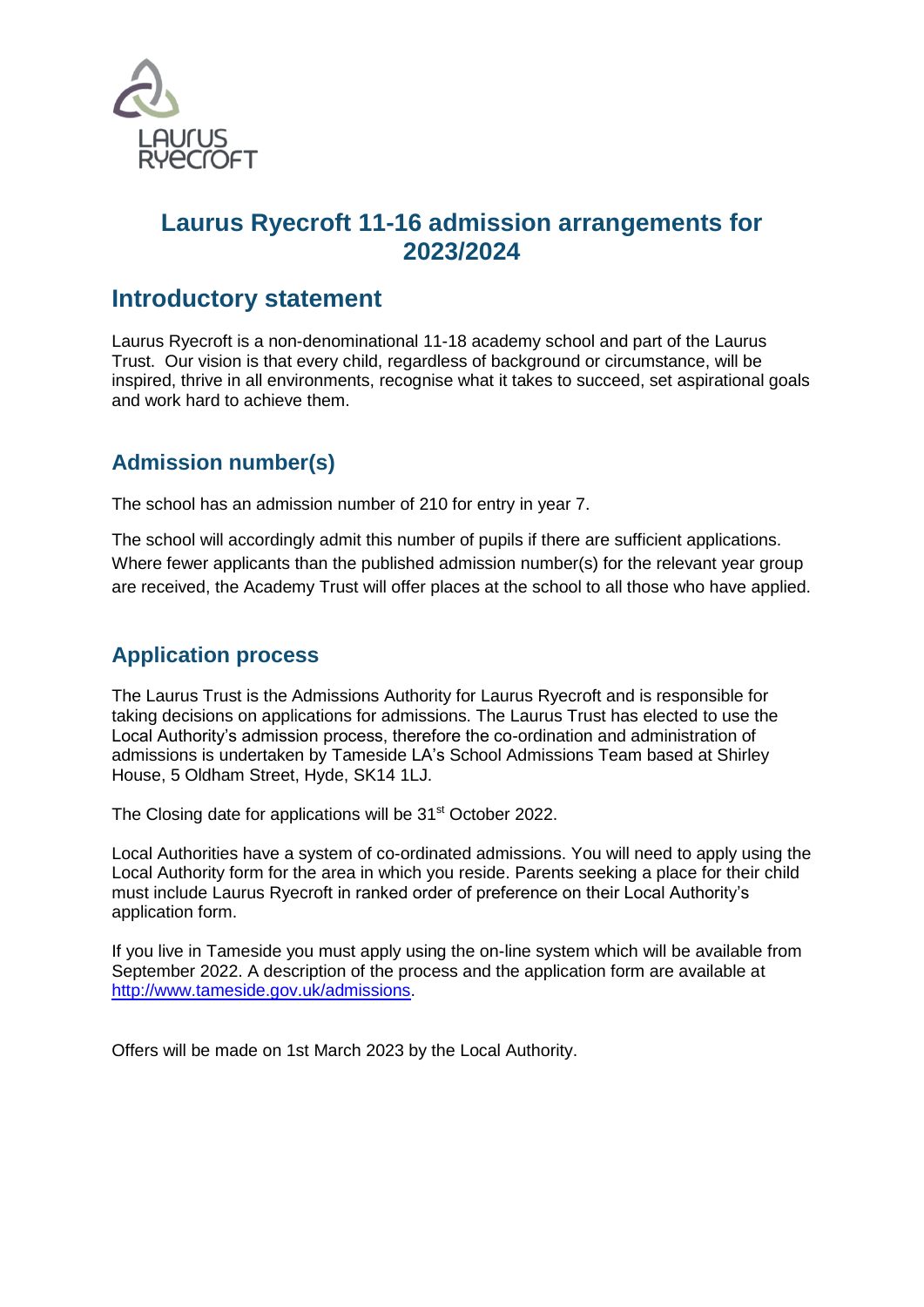# Laurus Ryecroft 11-16 admission arrangements for 2023/2024

## Introductory statement

Laurus Ryecroft is a non-denominational 11-18 academy school and part of the Laurus Trust. Our vision is that every child, regardless of background or circumstance, will be inspired, thrive in all environments, recognise what it takes to succeed, set aspirational goals and work hard to achieve them.

### Admission number(s)

The school has an admission number of 210 for entry in year 7.

The school will accordingly admit this number of pupils if there are sufficient applications. Where fewer applicants than the published admission number(s) for the relevant year group are received, the Academy Trust will offer places at the school to all those who have applied.

### Application process

The Laurus Trust is the Admissions Authority for Laurus Ryecroft and is responsible for taking decisions on applications for admissions. The Laurus Trust has elected to use the Local Authority's admission process, therefore the co-ordination and administration of admissions is undertaken by Tameside LA's School Admissions Team based at Shirley House, 5 Oldham Street, Hyde, SK14 1LJ.

The Closing date for applications will be 31st October 2022.

Local Authorities have a system of co-ordinated admissions. You will need to apply using the Local Authority form for the area in which you reside. Parents seeking a place for their child must include Laurus Ryecroft in ranked order of preference on their Local Authority's application form.

If you live in Tameside you must apply using the on-line system which will be available from September 2022. A description of the process and the application form are available at http://www.tameside.gov.uk/admissions.

Offers will be made on 1st March 2023 by the Local Authority.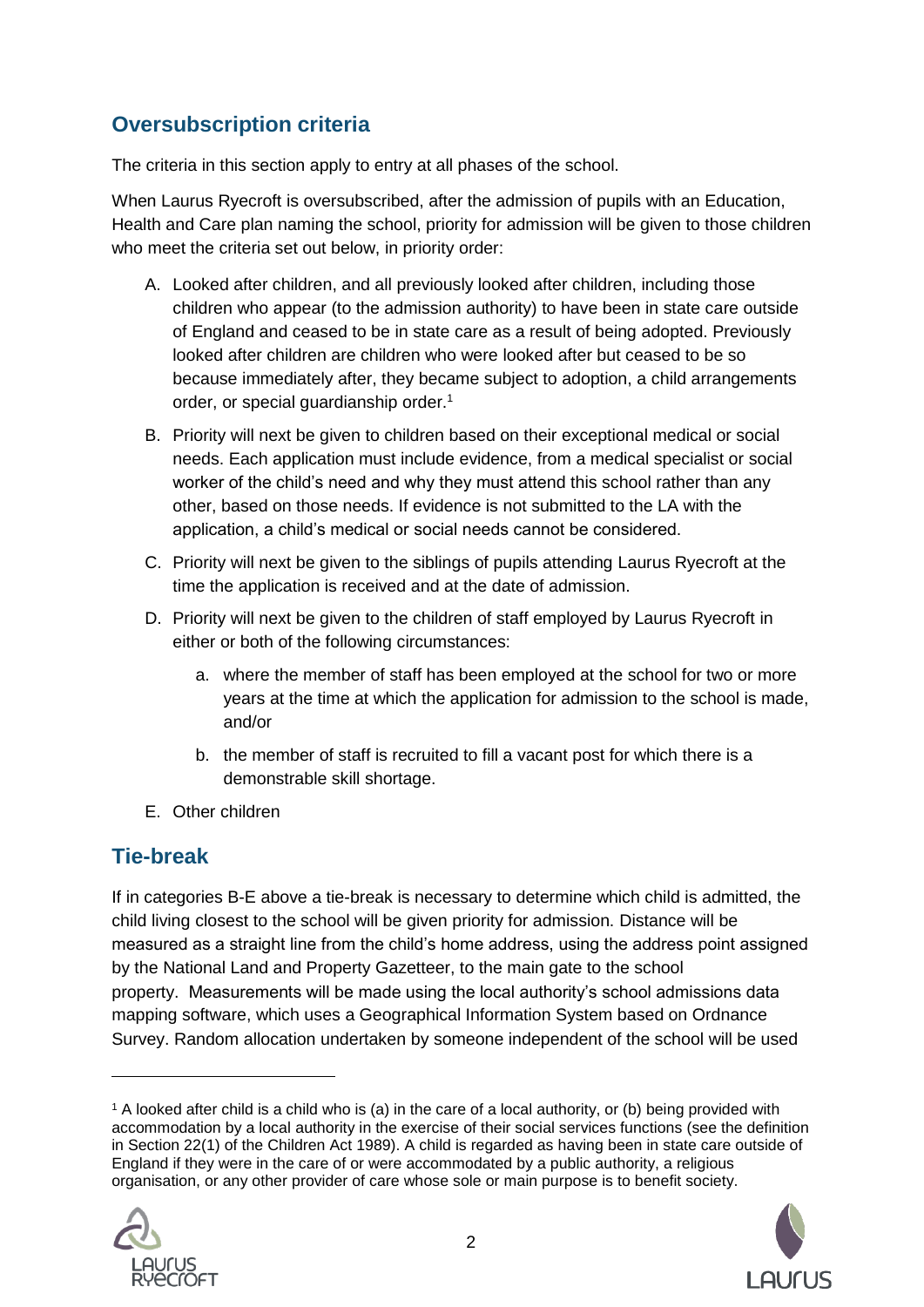## Oversubscription criteria

The criteria in this section apply to entry at all phases of the school.

When Laurus Ryecroft is oversubscribed, after the admission of pupils with an Education, Health and Care plan naming the school, priority for admission will be given to those children who meet the criteria set out below, in priority order:

A. Looked after children, and all previously looked after children, including those children who appear (to the admission authority) to have been in state care outside of England and ceased to be in state care as a result of being adopted. Previously looked after children are children who were looked after but ceased to be so because immediately after, they became subject to adoption, a child arrangements order, or special guardianship order.[1]

B. Priority will next be given to children based on their exceptional medical or social needs. Each application must include evidence, from a medical specialist or social worker of the child's need and why they must attend this school rather than any other, based on those needs. If evidence is not submitted to the LA with the application, a child's medical or social needs cannot be considered.

C. Priority will next be given to the siblings of pupils attending Laurus Ryecroft at the time the application is received and at the date of admission.

D. Priority will next be given to the children of staff employed by Laurus Ryecroft in either or both of the following circumstances:

   a. where the member of staff has been employed at the school for two or more years at the time at which the application for admission to the school is made, and/or

   b. the member of staff is recruited to fill a vacant post for which there is a demonstrable skill shortage.

E. Other children

## Tie-break

If in categories B-E above a tie-break is necessary to determine which child is admitted, the child living closest to the school will be given priority for admission. Distance will be measured as a straight line from the child's home address, using the address point assigned by the National Land and Property Gazetteer, to the main gate to the school property. Measurements will be made using the local authority's school admissions data mapping software, which uses a Geographical Information System based on Ordnance Survey. Random allocation undertaken by someone independent of the school will be used

[1] A looked after child is a child who is (a) in the care of a local authority, or (b) being provided with accommodation by a local authority in the exercise of their social services functions (see the definition in Section 22(1) of the Children Act 1989). A child is regarded as having been in state care outside of England if they were in the care of or were accommodated by a public authority, a religious organisation, or any other provider of care whose sole or main purpose is to benefit society.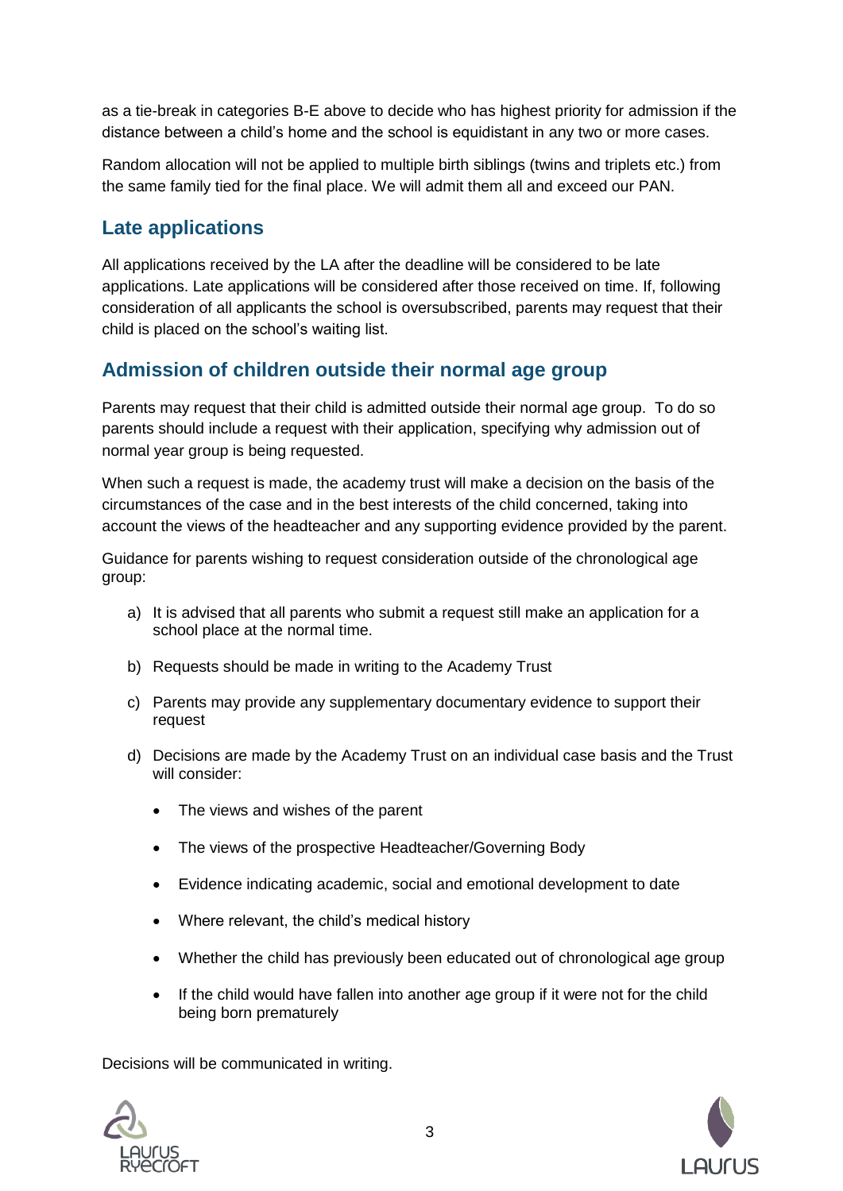as a tie-break in categories B-E above to decide who has highest priority for admission if the distance between a child's home and the school is equidistant in any two or more cases.

Random allocation will not be applied to multiple birth siblings (twins and triplets etc.) from the same family tied for the final place. We will admit them all and exceed our PAN.

## Late applications

All applications received by the LA after the deadline will be considered to be late applications. Late applications will be considered after those received on time. If, following consideration of all applicants the school is oversubscribed, parents may request that their child is placed on the school's waiting list.

## Admission of children outside their normal age group

Parents may request that their child is admitted outside their normal age group. To do so parents should include a request with their application, specifying why admission out of normal year group is being requested.

When such a request is made, the academy trust will make a decision on the basis of the circumstances of the case and in the best interests of the child concerned, taking into account the views of the headteacher and any supporting evidence provided by the parent.

Guidance for parents wishing to request consideration outside of the chronological age group:

a) It is advised that all parents who submit a request still make an application for a school place at the normal time.

b) Requests should be made in writing to the Academy Trust

c) Parents may provide any supplementary documentary evidence to support their request

d) Decisions are made by the Academy Trust on an individual case basis and the Trust will consider:

   - The views and wishes of the parent
   - The views of the prospective Headteacher/Governing Body
   - Evidence indicating academic, social and emotional development to date
   - Where relevant, the child's medical history
   - Whether the child has previously been educated out of chronological age group
   - If the child would have fallen into another age group if it were not for the child being born prematurely

Decisions will be communicated in writing.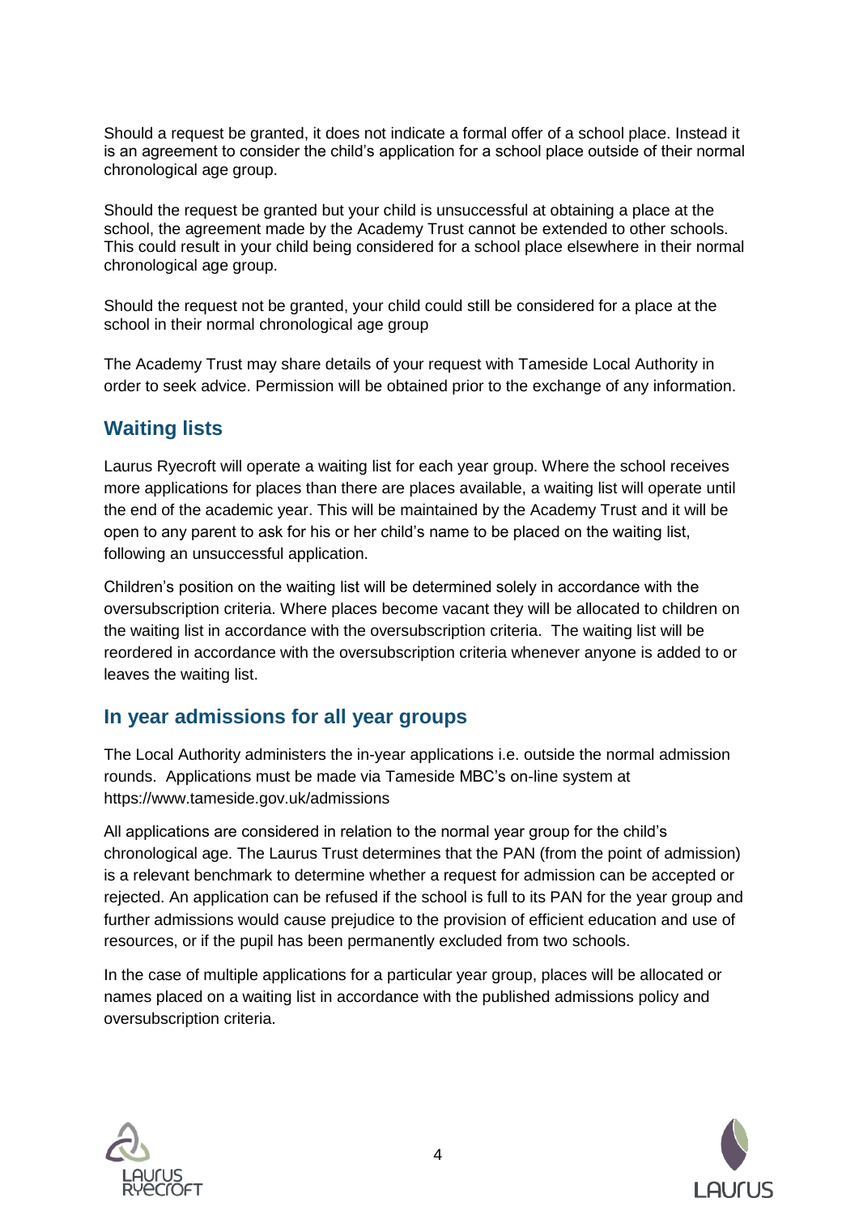Should a request be granted, it does not indicate a formal offer of a school place. Instead it is an agreement to consider the child's application for a school place outside of their normal chronological age group.

Should the request be granted but your child is unsuccessful at obtaining a place at the school, the agreement made by the Academy Trust cannot be extended to other schools. This could result in your child being considered for a school place elsewhere in their normal chronological age group.

Should the request not be granted, your child could still be considered for a place at the school in their normal chronological age group

The Academy Trust may share details of your request with Tameside Local Authority in order to seek advice. Permission will be obtained prior to the exchange of any information.

## Waiting lists

Laurus Ryecroft will operate a waiting list for each year group. Where the school receives more applications for places than there are places available, a waiting list will operate until the end of the academic year. This will be maintained by the Academy Trust and it will be open to any parent to ask for his or her child's name to be placed on the waiting list, following an unsuccessful application.

Children's position on the waiting list will be determined solely in accordance with the oversubscription criteria. Where places become vacant they will be allocated to children on the waiting list in accordance with the oversubscription criteria. The waiting list will be reordered in accordance with the oversubscription criteria whenever anyone is added to or leaves the waiting list.

## In year admissions for all year groups

The Local Authority administers the in-year applications i.e. outside the normal admission rounds. Applications must be made via Tameside MBC's on-line system at https://www.tameside.gov.uk/admissions

All applications are considered in relation to the normal year group for the child's chronological age. The Laurus Trust determines that the PAN (from the point of admission) is a relevant benchmark to determine whether a request for admission can be accepted or rejected. An application can be refused if the school is full to its PAN for the year group and further admissions would cause prejudice to the provision of efficient education and use of resources, or if the pupil has been permanently excluded from two schools.

In the case of multiple applications for a particular year group, places will be allocated or names placed on a waiting list in accordance with the published admissions policy and oversubscription criteria.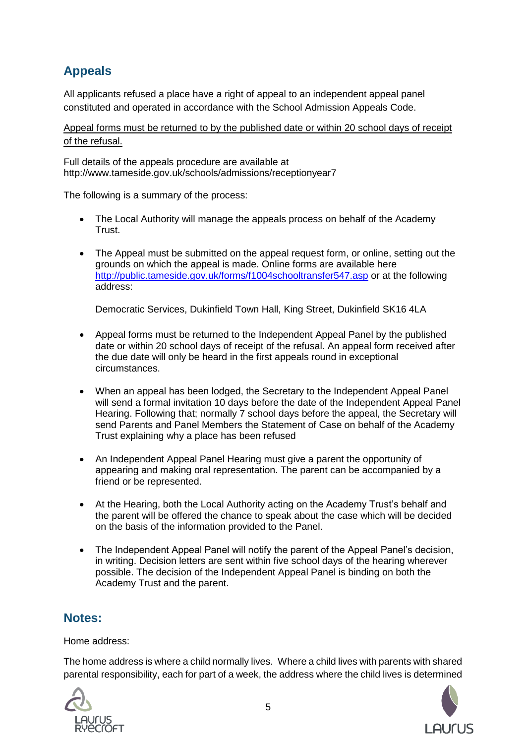## Appeals

All applicants refused a place have a right of appeal to an independent appeal panel constituted and operated in accordance with the School Admission Appeals Code.

<u>Appeal forms must be returned to by the published date or within 20 school days of receipt of the refusal.</u>

Full details of the appeals procedure are available at http://www.tameside.gov.uk/schools/admissions/receptionyear7

The following is a summary of the process:

- The Local Authority will manage the appeals process on behalf of the Academy Trust.
- The Appeal must be submitted on the appeal request form, or online, setting out the grounds on which the appeal is made. Online forms are available here http://public.tameside.gov.uk/forms/f1004schooltransfer547.asp or at the following address:

  Democratic Services, Dukinfield Town Hall, King Street, Dukinfield SK16 4LA

- Appeal forms must be returned to the Independent Appeal Panel by the published date or within 20 school days of receipt of the refusal. An appeal form received after the due date will only be heard in the first appeals round in exceptional circumstances.
- When an appeal has been lodged, the Secretary to the Independent Appeal Panel will send a formal invitation 10 days before the date of the Independent Appeal Panel Hearing. Following that; normally 7 school days before the appeal, the Secretary will send Parents and Panel Members the Statement of Case on behalf of the Academy Trust explaining why a place has been refused
- An Independent Appeal Panel Hearing must give a parent the opportunity of appearing and making oral representation. The parent can be accompanied by a friend or be represented.
- At the Hearing, both the Local Authority acting on the Academy Trust's behalf and the parent will be offered the chance to speak about the case which will be decided on the basis of the information provided to the Panel.
- The Independent Appeal Panel will notify the parent of the Appeal Panel's decision, in writing. Decision letters are sent within five school days of the hearing wherever possible. The decision of the Independent Appeal Panel is binding on both the Academy Trust and the parent.

## Notes:

Home address:

The home address is where a child normally lives. Where a child lives with parents with shared parental responsibility, each for part of a week, the address where the child lives is determined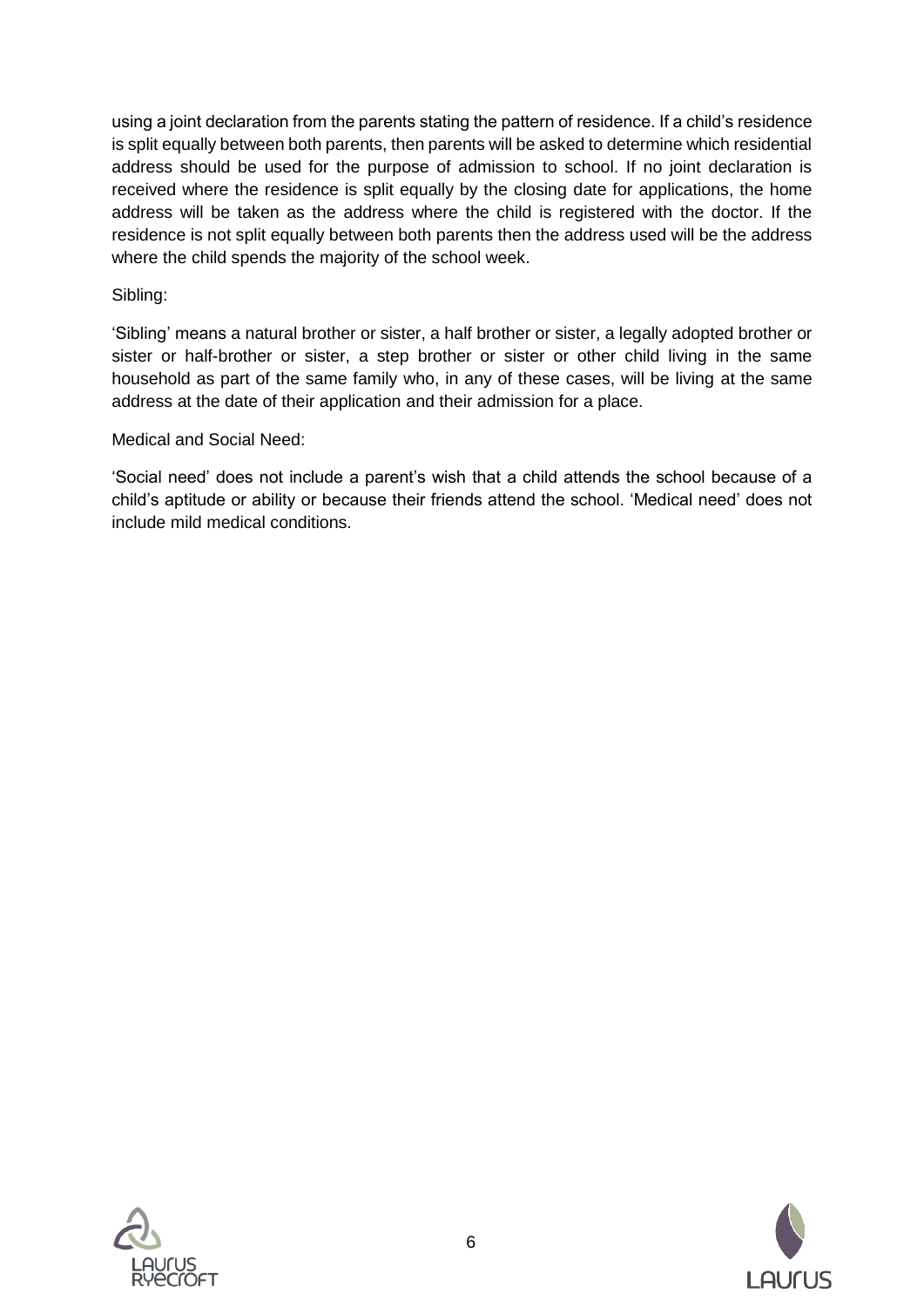using a joint declaration from the parents stating the pattern of residence. If a child's residence is split equally between both parents, then parents will be asked to determine which residential address should be used for the purpose of admission to school. If no joint declaration is received where the residence is split equally by the closing date for applications, the home address will be taken as the address where the child is registered with the doctor. If the residence is not split equally between both parents then the address used will be the address where the child spends the majority of the school week.

Sibling:

'Sibling' means a natural brother or sister, a half brother or sister, a legally adopted brother or sister or half-brother or sister, a step brother or sister or other child living in the same household as part of the same family who, in any of these cases, will be living at the same address at the date of their application and their admission for a place.

Medical and Social Need:

'Social need' does not include a parent's wish that a child attends the school because of a child's aptitude or ability or because their friends attend the school. 'Medical need' does not include mild medical conditions.